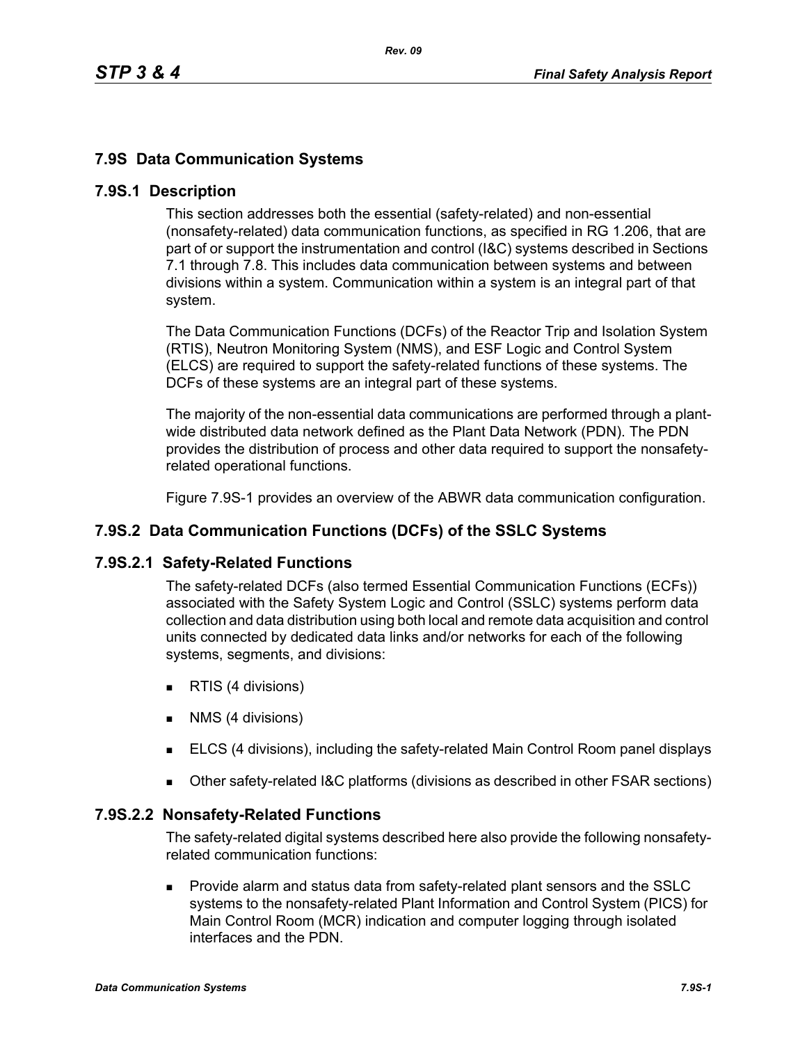## 7.9S Data Communication Systems

### 7.9S.1 Description

This section addresses both the essential (safety-related) and non-essential (nonsafety-related) data communication functions, as specified in RG 1.206, that are part of or support the instrumentation and control (I&C) systems described in Sections 7.1 through 7.8. This includes data communication between systems and between divisions within a system. Communication within a system is an integral part of that system.

The Data Communication Functions (DCFs) of the Reactor Trip and Isolation System (RTIS), Neutron Monitoring System (NMS), and ESF Logic and Control System (ELCS) are required to support the safety-related functions of these systems. The DCFs of these systems are an integral part of these systems.

The majority of the non-essential data communications are performed through a plant-wide distributed data network defined as the Plant Data Network (PDN). The PDN provides the distribution of process and other data required to support the nonsafety-related operational functions.

Figure 7.9S-1 provides an overview of the ABWR data communication configuration.

### 7.9S.2 Data Communication Functions (DCFs) of the SSLC Systems

#### 7.9S.2.1 Safety-Related Functions

The safety-related DCFs (also termed Essential Communication Functions (ECFs)) associated with the Safety System Logic and Control (SSLC) systems perform data collection and data distribution using both local and remote data acquisition and control units connected by dedicated data links and/or networks for each of the following systems, segments, and divisions:

- RTIS (4 divisions)
- NMS (4 divisions)
- ELCS (4 divisions), including the safety-related Main Control Room panel displays
- Other safety-related I&C platforms (divisions as described in other FSAR sections)

#### 7.9S.2.2 Nonsafety-Related Functions

The safety-related digital systems described here also provide the following nonsafety-related communication functions:

- Provide alarm and status data from safety-related plant sensors and the SSLC systems to the nonsafety-related Plant Information and Control System (PICS) for Main Control Room (MCR) indication and computer logging through isolated interfaces and the PDN.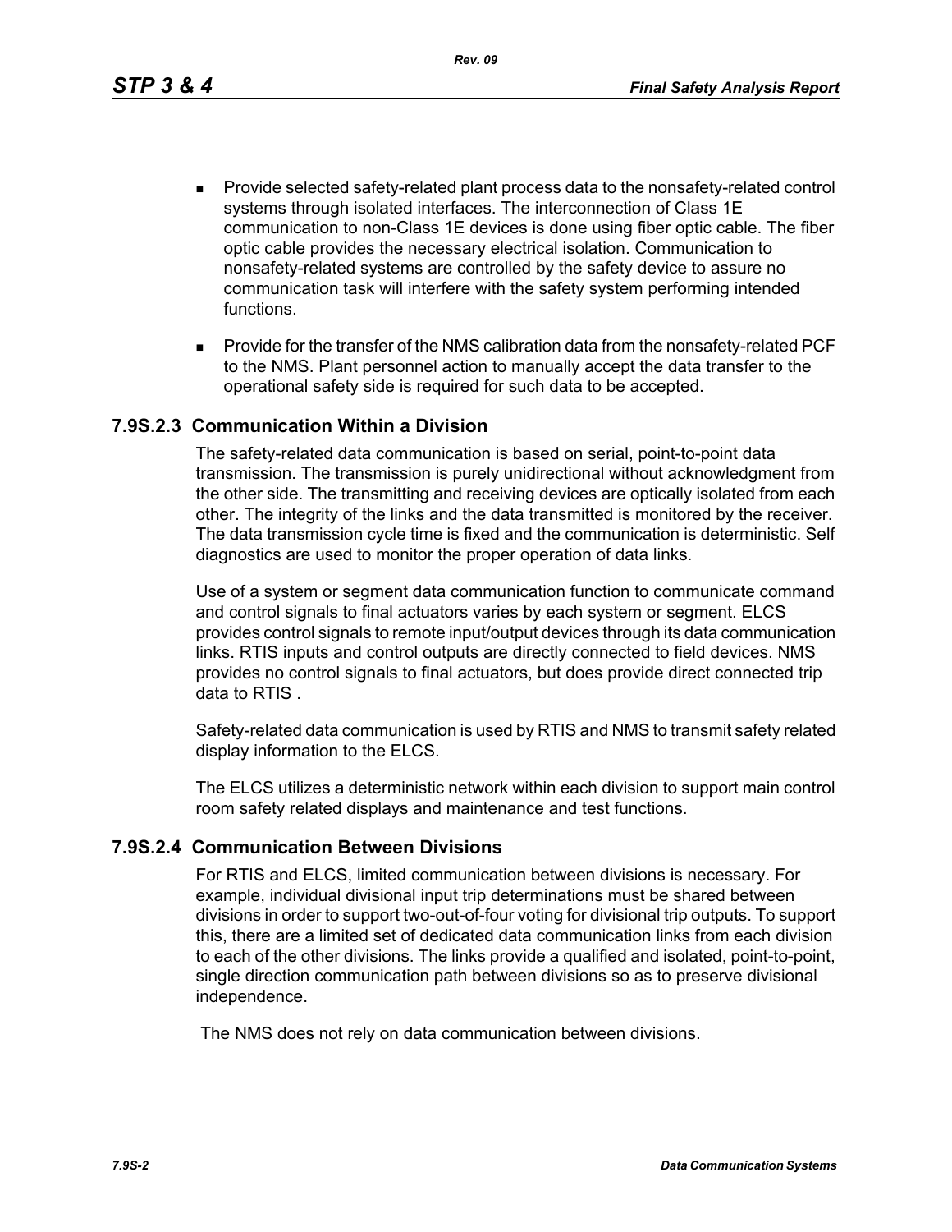- Provide selected safety-related plant process data to the nonsafety-related control systems through isolated interfaces. The interconnection of Class 1E communication to non-Class 1E devices is done using fiber optic cable. The fiber optic cable provides the necessary electrical isolation. Communication to nonsafety-related systems are controlled by the safety device to assure no communication task will interfere with the safety system performing intended functions.
- Provide for the transfer of the NMS calibration data from the nonsafety-related PCF to the NMS. Plant personnel action to manually accept the data transfer to the operational safety side is required for such data to be accepted.

### 7.9S.2.3 Communication Within a Division

The safety-related data communication is based on serial, point-to-point data transmission. The transmission is purely unidirectional without acknowledgment from the other side. The transmitting and receiving devices are optically isolated from each other. The integrity of the links and the data transmitted is monitored by the receiver. The data transmission cycle time is fixed and the communication is deterministic. Self diagnostics are used to monitor the proper operation of data links.

Use of a system or segment data communication function to communicate command and control signals to final actuators varies by each system or segment. ELCS provides control signals to remote input/output devices through its data communication links. RTIS inputs and control outputs are directly connected to field devices. NMS provides no control signals to final actuators, but does provide direct connected trip data to RTIS .

Safety-related data communication is used by RTIS and NMS to transmit safety related display information to the ELCS.

The ELCS utilizes a deterministic network within each division to support main control room safety related displays and maintenance and test functions.

### 7.9S.2.4 Communication Between Divisions

For RTIS and ELCS, limited communication between divisions is necessary. For example, individual divisional input trip determinations must be shared between divisions in order to support two-out-of-four voting for divisional trip outputs. To support this, there are a limited set of dedicated data communication links from each division to each of the other divisions. The links provide a qualified and isolated, point-to-point, single direction communication path between divisions so as to preserve divisional independence.

The NMS does not rely on data communication between divisions.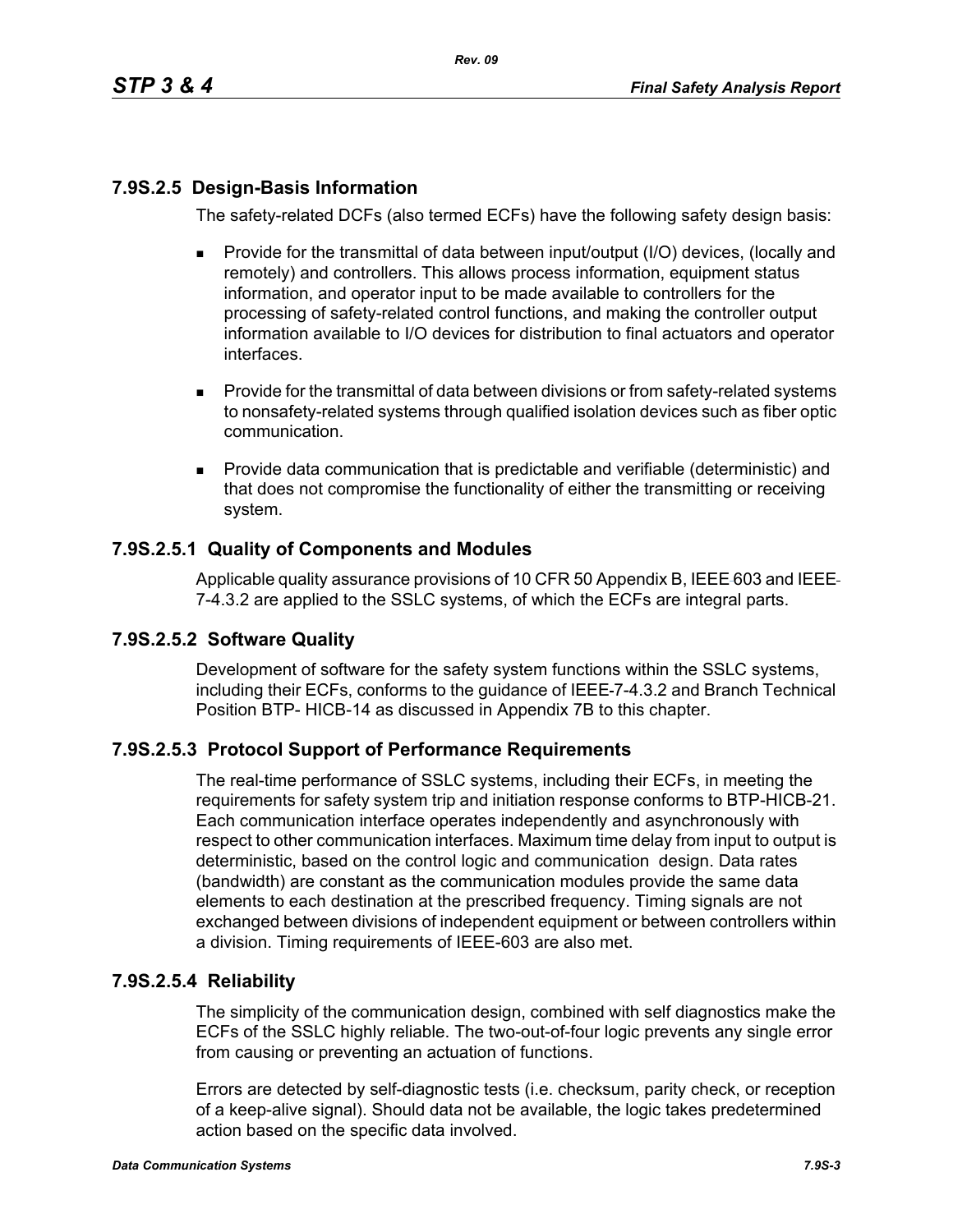### 7.9S.2.5 Design-Basis Information

The safety-related DCFs (also termed ECFs) have the following safety design basis:

- Provide for the transmittal of data between input/output (I/O) devices, (locally and remotely) and controllers. This allows process information, equipment status information, and operator input to be made available to controllers for the processing of safety-related control functions, and making the controller output information available to I/O devices for distribution to final actuators and operator interfaces.
- Provide for the transmittal of data between divisions or from safety-related systems to nonsafety-related systems through qualified isolation devices such as fiber optic communication.
- Provide data communication that is predictable and verifiable (deterministic) and that does not compromise the functionality of either the transmitting or receiving system.

#### 7.9S.2.5.1 Quality of Components and Modules

Applicable quality assurance provisions of 10 CFR 50 Appendix B, IEEE-603 and IEEE-7-4.3.2 are applied to the SSLC systems, of which the ECFs are integral parts.

#### 7.9S.2.5.2 Software Quality

Development of software for the safety system functions within the SSLC systems, including their ECFs, conforms to the guidance of IEEE-7-4.3.2 and Branch Technical Position BTP- HICB-14 as discussed in Appendix 7B to this chapter.

#### 7.9S.2.5.3 Protocol Support of Performance Requirements

The real-time performance of SSLC systems, including their ECFs, in meeting the requirements for safety system trip and initiation response conforms to BTP-HICB-21. Each communication interface operates independently and asynchronously with respect to other communication interfaces. Maximum time delay from input to output is deterministic, based on the control logic and communication design. Data rates (bandwidth) are constant as the communication modules provide the same data elements to each destination at the prescribed frequency. Timing signals are not exchanged between divisions of independent equipment or between controllers within a division. Timing requirements of IEEE-603 are also met.

#### 7.9S.2.5.4 Reliability

The simplicity of the communication design, combined with self diagnostics make the ECFs of the SSLC highly reliable. The two-out-of-four logic prevents any single error from causing or preventing an actuation of functions.

Errors are detected by self-diagnostic tests (i.e. checksum, parity check, or reception of a keep-alive signal). Should data not be available, the logic takes predetermined action based on the specific data involved.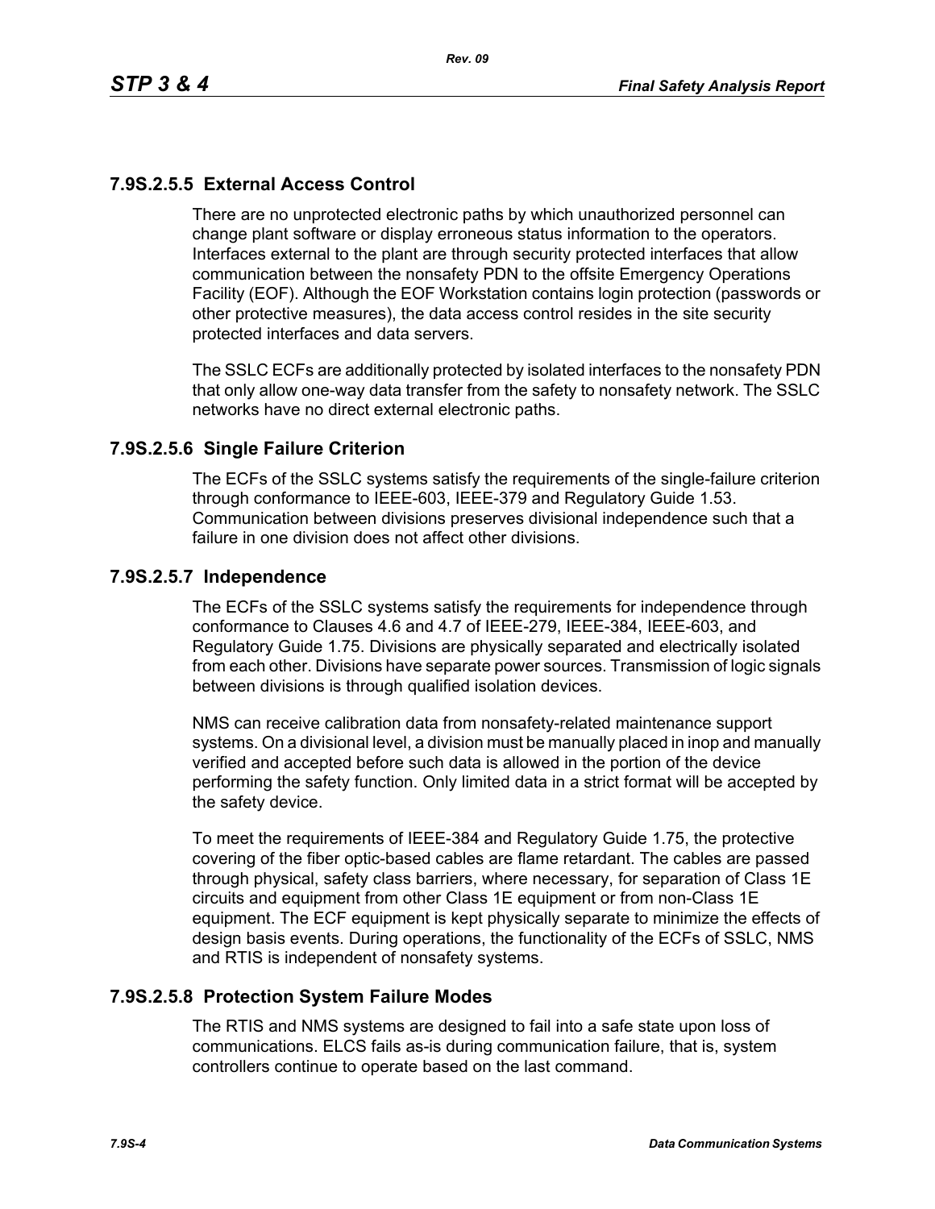### 7.9S.2.5.5 External Access Control

There are no unprotected electronic paths by which unauthorized personnel can change plant software or display erroneous status information to the operators. Interfaces external to the plant are through security protected interfaces that allow communication between the nonsafety PDN to the offsite Emergency Operations Facility (EOF). Although the EOF Workstation contains login protection (passwords or other protective measures), the data access control resides in the site security protected interfaces and data servers.

The SSLC ECFs are additionally protected by isolated interfaces to the nonsafety PDN that only allow one-way data transfer from the safety to nonsafety network. The SSLC networks have no direct external electronic paths.

### 7.9S.2.5.6 Single Failure Criterion

The ECFs of the SSLC systems satisfy the requirements of the single-failure criterion through conformance to IEEE-603, IEEE-379 and Regulatory Guide 1.53. Communication between divisions preserves divisional independence such that a failure in one division does not affect other divisions.

### 7.9S.2.5.7 Independence

The ECFs of the SSLC systems satisfy the requirements for independence through conformance to Clauses 4.6 and 4.7 of IEEE-279, IEEE-384, IEEE-603, and Regulatory Guide 1.75. Divisions are physically separated and electrically isolated from each other. Divisions have separate power sources. Transmission of logic signals between divisions is through qualified isolation devices.

NMS can receive calibration data from nonsafety-related maintenance support systems. On a divisional level, a division must be manually placed in inop and manually verified and accepted before such data is allowed in the portion of the device performing the safety function. Only limited data in a strict format will be accepted by the safety device.

To meet the requirements of IEEE-384 and Regulatory Guide 1.75, the protective covering of the fiber optic-based cables are flame retardant. The cables are passed through physical, safety class barriers, where necessary, for separation of Class 1E circuits and equipment from other Class 1E equipment or from non-Class 1E equipment. The ECF equipment is kept physically separate to minimize the effects of design basis events. During operations, the functionality of the ECFs of SSLC, NMS and RTIS is independent of nonsafety systems.

### 7.9S.2.5.8 Protection System Failure Modes

The RTIS and NMS systems are designed to fail into a safe state upon loss of communications. ELCS fails as-is during communication failure, that is, system controllers continue to operate based on the last command.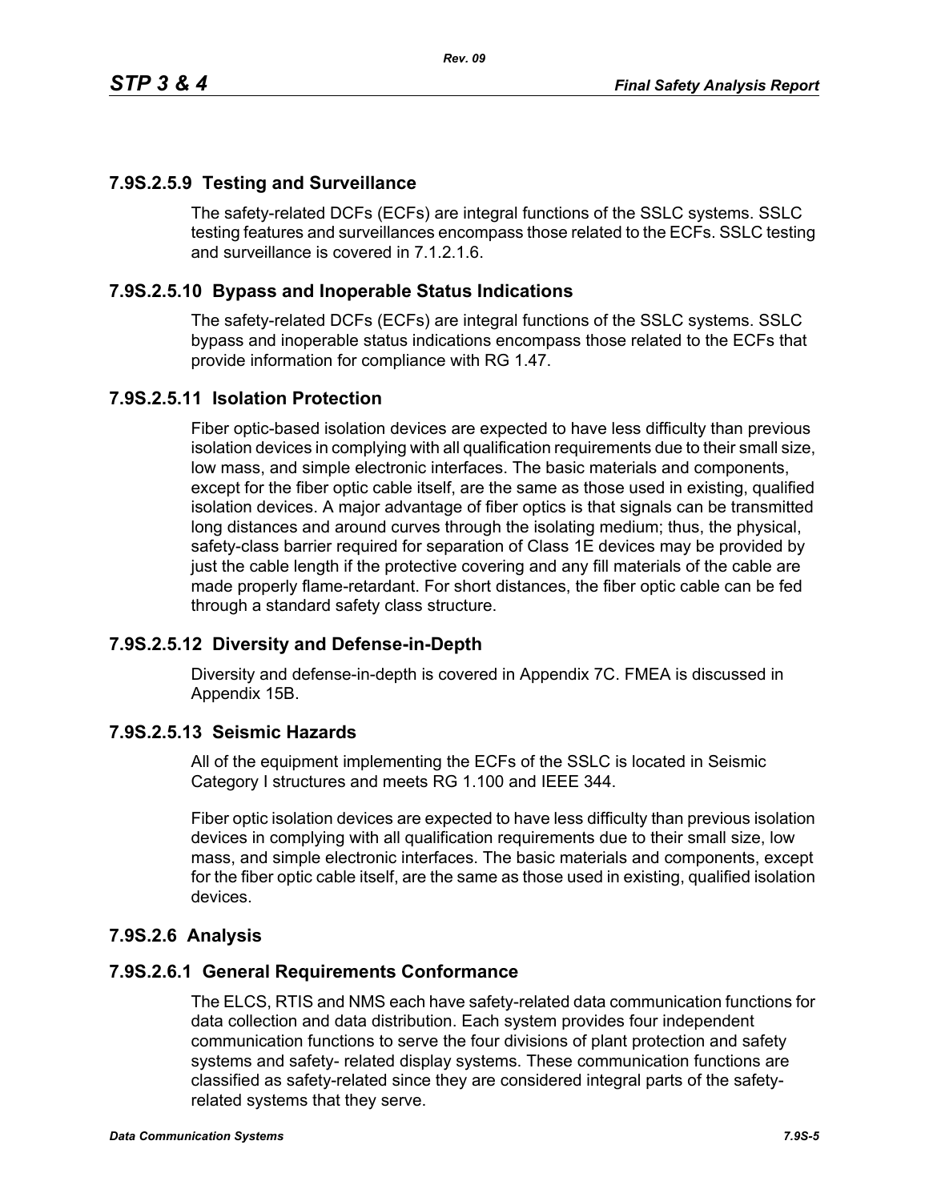### 7.9S.2.5.9 Testing and Surveillance

The safety-related DCFs (ECFs) are integral functions of the SSLC systems. SSLC testing features and surveillances encompass those related to the ECFs. SSLC testing and surveillance is covered in 7.1.2.1.6.

### 7.9S.2.5.10 Bypass and Inoperable Status Indications

The safety-related DCFs (ECFs) are integral functions of the SSLC systems. SSLC bypass and inoperable status indications encompass those related to the ECFs that provide information for compliance with RG 1.47.

### 7.9S.2.5.11 Isolation Protection

Fiber optic-based isolation devices are expected to have less difficulty than previous isolation devices in complying with all qualification requirements due to their small size, low mass, and simple electronic interfaces. The basic materials and components, except for the fiber optic cable itself, are the same as those used in existing, qualified isolation devices. A major advantage of fiber optics is that signals can be transmitted long distances and around curves through the isolating medium; thus, the physical, safety-class barrier required for separation of Class 1E devices may be provided by just the cable length if the protective covering and any fill materials of the cable are made properly flame-retardant. For short distances, the fiber optic cable can be fed through a standard safety class structure.

### 7.9S.2.5.12 Diversity and Defense-in-Depth

Diversity and defense-in-depth is covered in Appendix 7C. FMEA is discussed in Appendix 15B.

### 7.9S.2.5.13 Seismic Hazards

All of the equipment implementing the ECFs of the SSLC is located in Seismic Category I structures and meets RG 1.100 and IEEE 344.

Fiber optic isolation devices are expected to have less difficulty than previous isolation devices in complying with all qualification requirements due to their small size, low mass, and simple electronic interfaces. The basic materials and components, except for the fiber optic cable itself, are the same as those used in existing, qualified isolation devices.

## 7.9S.2.6 Analysis

### 7.9S.2.6.1 General Requirements Conformance

The ELCS, RTIS and NMS each have safety-related data communication functions for data collection and data distribution. Each system provides four independent communication functions to serve the four divisions of plant protection and safety systems and safety- related display systems. These communication functions are classified as safety-related since they are considered integral parts of the safety-related systems that they serve.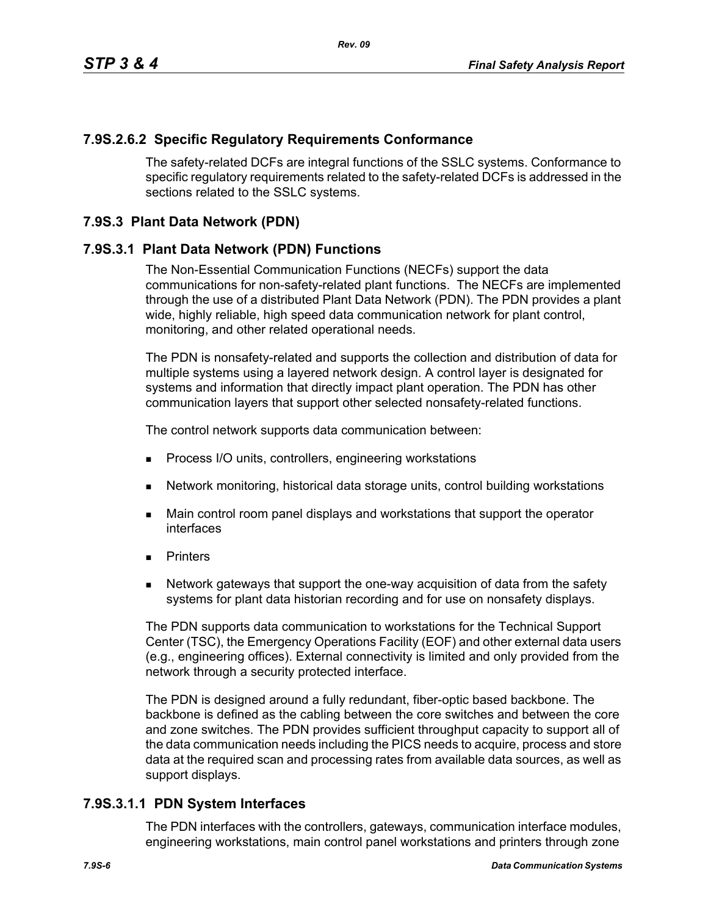### 7.9S.2.6.2 Specific Regulatory Requirements Conformance

The safety-related DCFs are integral functions of the SSLC systems. Conformance to specific regulatory requirements related to the safety-related DCFs is addressed in the sections related to the SSLC systems.

## 7.9S.3 Plant Data Network (PDN)

### 7.9S.3.1 Plant Data Network (PDN) Functions

The Non-Essential Communication Functions (NECFs) support the data communications for non-safety-related plant functions. The NECFs are implemented through the use of a distributed Plant Data Network (PDN). The PDN provides a plant wide, highly reliable, high speed data communication network for plant control, monitoring, and other related operational needs.

The PDN is nonsafety-related and supports the collection and distribution of data for multiple systems using a layered network design. A control layer is designated for systems and information that directly impact plant operation. The PDN has other communication layers that support other selected nonsafety-related functions.

The control network supports data communication between:

- Process I/O units, controllers, engineering workstations
- Network monitoring, historical data storage units, control building workstations
- Main control room panel displays and workstations that support the operator interfaces
- Printers
- Network gateways that support the one-way acquisition of data from the safety systems for plant data historian recording and for use on nonsafety displays.

The PDN supports data communication to workstations for the Technical Support Center (TSC), the Emergency Operations Facility (EOF) and other external data users (e.g., engineering offices). External connectivity is limited and only provided from the network through a security protected interface.

The PDN is designed around a fully redundant, fiber-optic based backbone. The backbone is defined as the cabling between the core switches and between the core and zone switches. The PDN provides sufficient throughput capacity to support all of the data communication needs including the PICS needs to acquire, process and store data at the required scan and processing rates from available data sources, as well as support displays.

### 7.9S.3.1.1 PDN System Interfaces

The PDN interfaces with the controllers, gateways, communication interface modules, engineering workstations, main control panel workstations and printers through zone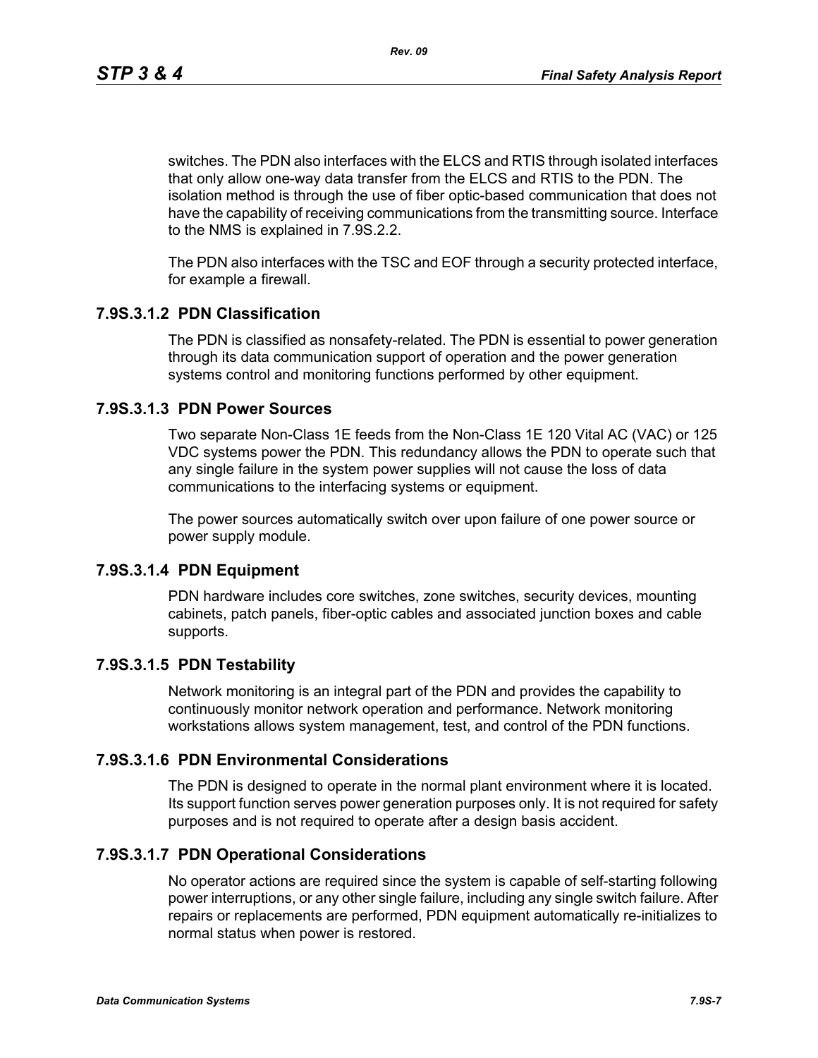switches. The PDN also interfaces with the ELCS and RTIS through isolated interfaces that only allow one-way data transfer from the ELCS and RTIS to the PDN. The isolation method is through the use of fiber optic-based communication that does not have the capability of receiving communications from the transmitting source. Interface to the NMS is explained in 7.9S.2.2.

The PDN also interfaces with the TSC and EOF through a security protected interface, for example a firewall.

### 7.9S.3.1.2 PDN Classification

The PDN is classified as nonsafety-related. The PDN is essential to power generation through its data communication support of operation and the power generation systems control and monitoring functions performed by other equipment.

### 7.9S.3.1.3 PDN Power Sources

Two separate Non-Class 1E feeds from the Non-Class 1E 120 Vital AC (VAC) or 125 VDC systems power the PDN. This redundancy allows the PDN to operate such that any single failure in the system power supplies will not cause the loss of data communications to the interfacing systems or equipment.

The power sources automatically switch over upon failure of one power source or power supply module.

### 7.9S.3.1.4 PDN Equipment

PDN hardware includes core switches, zone switches, security devices, mounting cabinets, patch panels, fiber-optic cables and associated junction boxes and cable supports.

### 7.9S.3.1.5 PDN Testability

Network monitoring is an integral part of the PDN and provides the capability to continuously monitor network operation and performance. Network monitoring workstations allows system management, test, and control of the PDN functions.

### 7.9S.3.1.6 PDN Environmental Considerations

The PDN is designed to operate in the normal plant environment where it is located. Its support function serves power generation purposes only. It is not required for safety purposes and is not required to operate after a design basis accident.

### 7.9S.3.1.7 PDN Operational Considerations

No operator actions are required since the system is capable of self-starting following power interruptions, or any other single failure, including any single switch failure. After repairs or replacements are performed, PDN equipment automatically re-initializes to normal status when power is restored.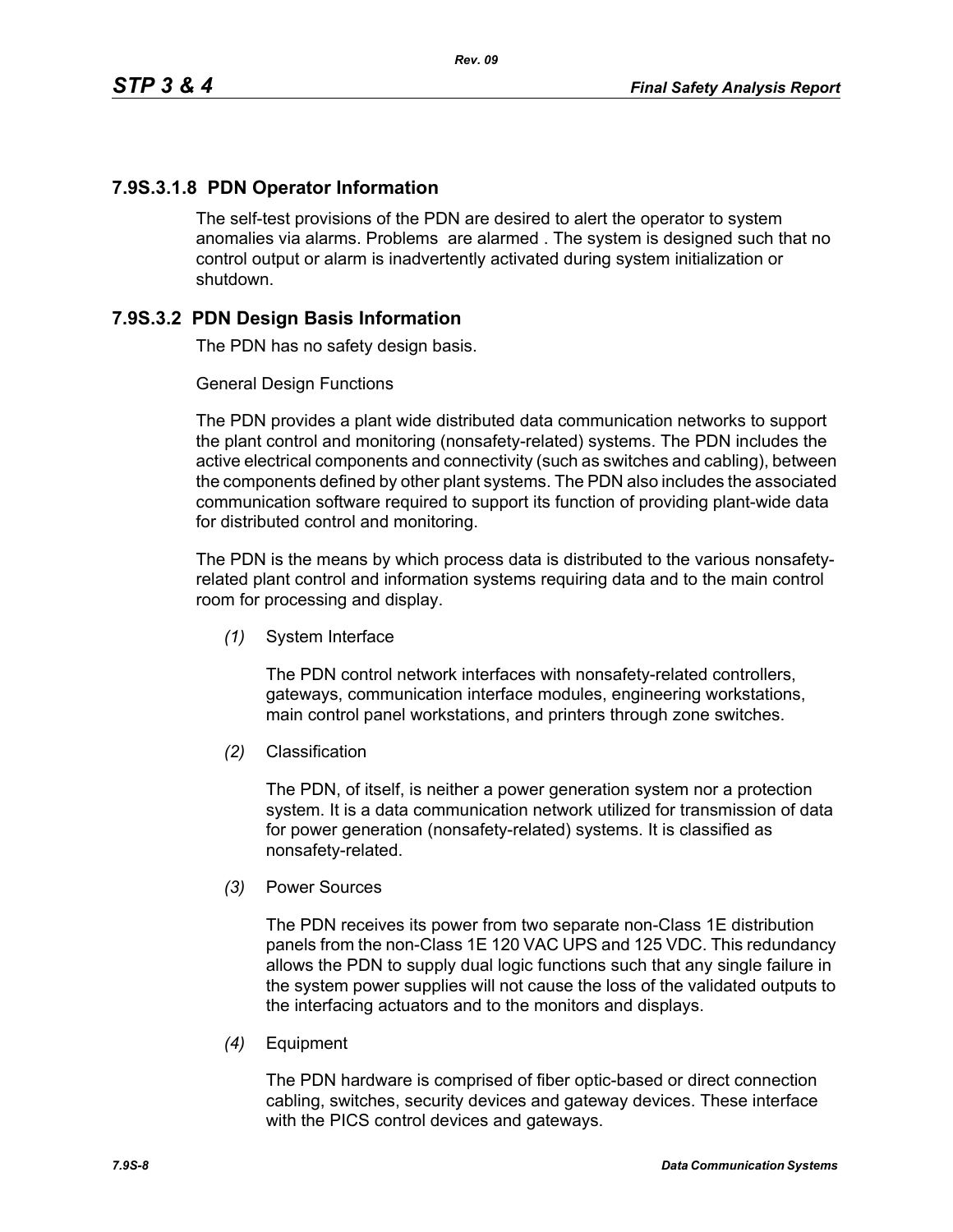### 7.9S.3.1.8 PDN Operator Information

The self-test provisions of the PDN are desired to alert the operator to system anomalies via alarms. Problems are alarmed . The system is designed such that no control output or alarm is inadvertently activated during system initialization or shutdown.

## 7.9S.3.2 PDN Design Basis Information

The PDN has no safety design basis.

General Design Functions

The PDN provides a plant wide distributed data communication networks to support the plant control and monitoring (nonsafety-related) systems. The PDN includes the active electrical components and connectivity (such as switches and cabling), between the components defined by other plant systems. The PDN also includes the associated communication software required to support its function of providing plant-wide data for distributed control and monitoring.

The PDN is the means by which process data is distributed to the various nonsafety-related plant control and information systems requiring data and to the main control room for processing and display.

*(1)* System Interface

The PDN control network interfaces with nonsafety-related controllers, gateways, communication interface modules, engineering workstations, main control panel workstations, and printers through zone switches.

*(2)* Classification

The PDN, of itself, is neither a power generation system nor a protection system. It is a data communication network utilized for transmission of data for power generation (nonsafety-related) systems. It is classified as nonsafety-related.

*(3)* Power Sources

The PDN receives its power from two separate non-Class 1E distribution panels from the non-Class 1E 120 VAC UPS and 125 VDC. This redundancy allows the PDN to supply dual logic functions such that any single failure in the system power supplies will not cause the loss of the validated outputs to the interfacing actuators and to the monitors and displays.

*(4)* Equipment

The PDN hardware is comprised of fiber optic-based or direct connection cabling, switches, security devices and gateway devices. These interface with the PICS control devices and gateways.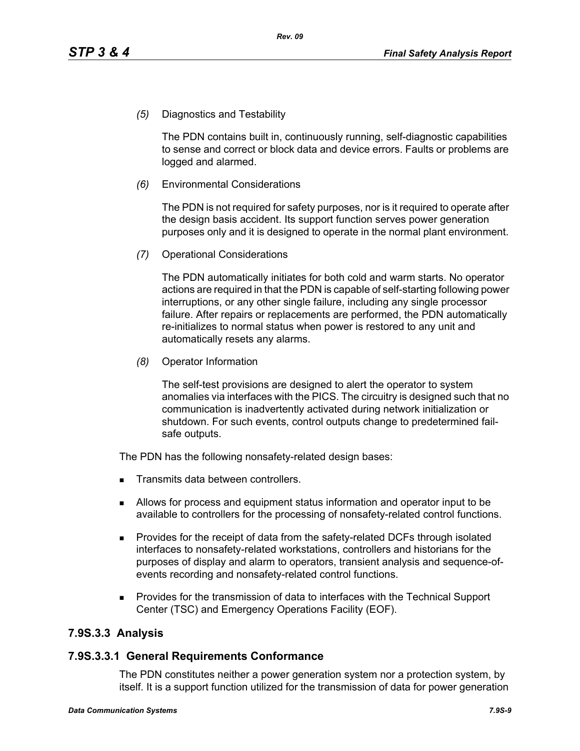*(5)* Diagnostics and Testability

The PDN contains built in, continuously running, self-diagnostic capabilities to sense and correct or block data and device errors. Faults or problems are logged and alarmed.

*(6)* Environmental Considerations

The PDN is not required for safety purposes, nor is it required to operate after the design basis accident. Its support function serves power generation purposes only and it is designed to operate in the normal plant environment.

*(7)* Operational Considerations

The PDN automatically initiates for both cold and warm starts. No operator actions are required in that the PDN is capable of self-starting following power interruptions, or any other single failure, including any single processor failure. After repairs or replacements are performed, the PDN automatically re-initializes to normal status when power is restored to any unit and automatically resets any alarms.

*(8)* Operator Information

The self-test provisions are designed to alert the operator to system anomalies via interfaces with the PICS. The circuitry is designed such that no communication is inadvertently activated during network initialization or shutdown. For such events, control outputs change to predetermined fail-safe outputs.

The PDN has the following nonsafety-related design bases:

- Transmits data between controllers.
- Allows for process and equipment status information and operator input to be available to controllers for the processing of nonsafety-related control functions.
- Provides for the receipt of data from the safety-related DCFs through isolated interfaces to nonsafety-related workstations, controllers and historians for the purposes of display and alarm to operators, transient analysis and sequence-of-events recording and nonsafety-related control functions.
- Provides for the transmission of data to interfaces with the Technical Support Center (TSC) and Emergency Operations Facility (EOF).

## 7.9S.3.3 Analysis

### 7.9S.3.3.1 General Requirements Conformance

The PDN constitutes neither a power generation system nor a protection system, by itself. It is a support function utilized for the transmission of data for power generation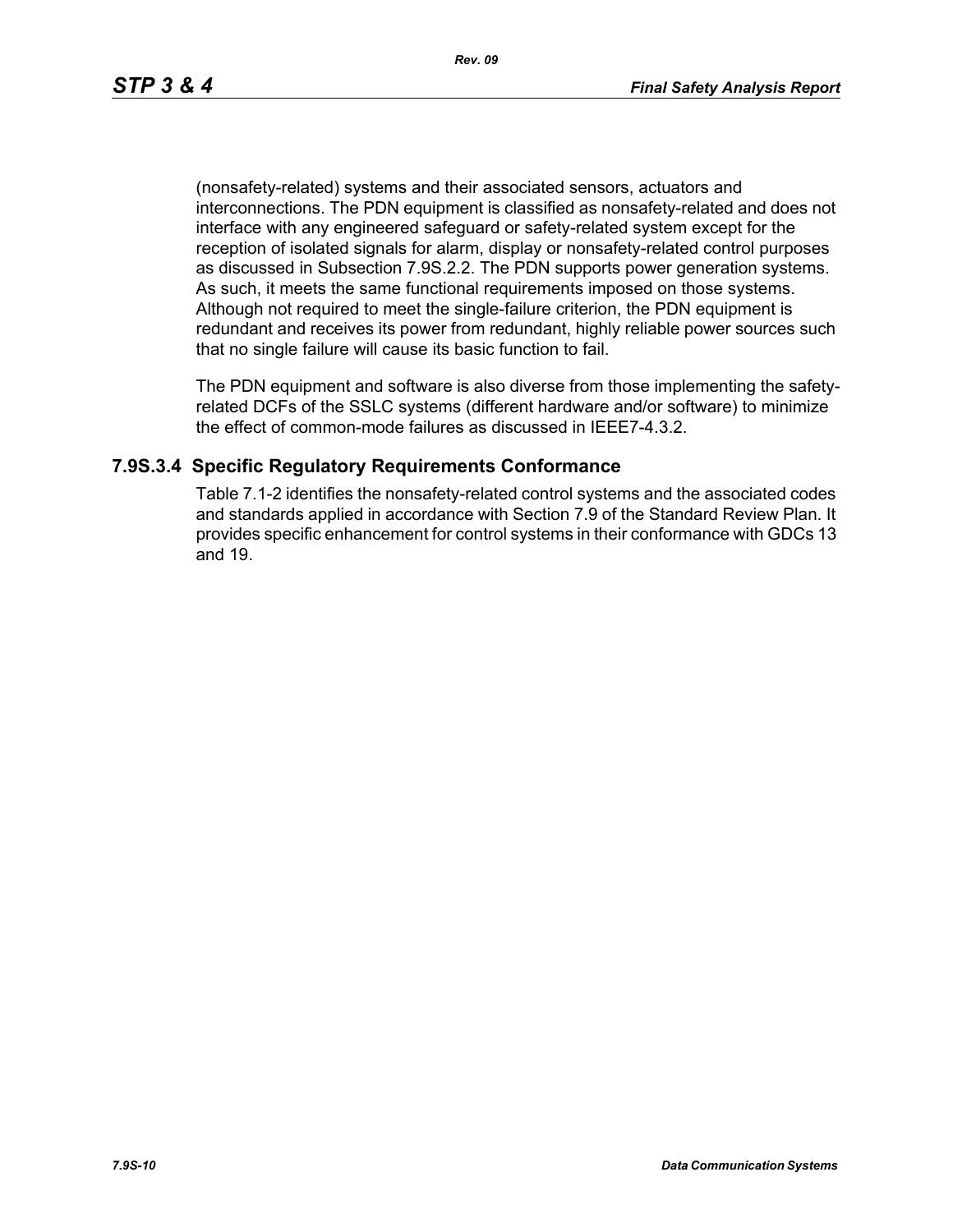(nonsafety-related) systems and their associated sensors, actuators and interconnections. The PDN equipment is classified as nonsafety-related and does not interface with any engineered safeguard or safety-related system except for the reception of isolated signals for alarm, display or nonsafety-related control purposes as discussed in Subsection 7.9S.2.2. The PDN supports power generation systems. As such, it meets the same functional requirements imposed on those systems. Although not required to meet the single-failure criterion, the PDN equipment is redundant and receives its power from redundant, highly reliable power sources such that no single failure will cause its basic function to fail.

The PDN equipment and software is also diverse from those implementing the safety-related DCFs of the SSLC systems (different hardware and/or software) to minimize the effect of common-mode failures as discussed in IEEE7-4.3.2.

### 7.9S.3.4 Specific Regulatory Requirements Conformance

Table 7.1-2 identifies the nonsafety-related control systems and the associated codes and standards applied in accordance with Section 7.9 of the Standard Review Plan. It provides specific enhancement for control systems in their conformance with GDCs 13 and 19.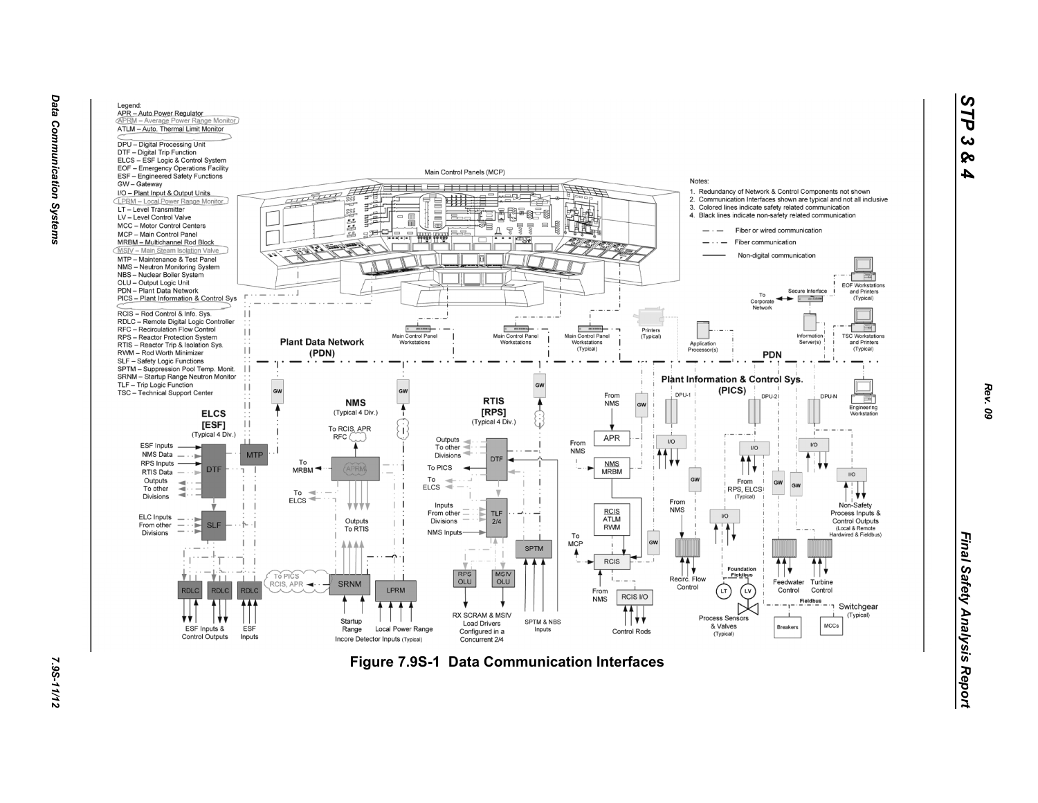Legend:
APR – Auto Power Regulator
APRM – Average Power Range Monitor
ATLM – Auto. Thermal Limit Monitor
DPU – Digital Processing Unit
DTF – Digital Trip Function
ELCS – ESF Logic & Control System
EOF – Emergency Operations Facility
ESF – Engineered Safety Functions
GW – Gateway
I/O – Plant Input & Output Units
LPRM – Local Power Range Monitor
LT – Level Transmitter
LV – Level Control Valve
MCC – Motor Control Centers
MCP – Main Control Panel
MRBM – Multichannel Rod Block
MSIV – Main Steam Isolation Valve
MTP – Maintenance & Test Panel
NMS – Neutron Monitoring System
NBS – Nuclear Boiler System
OLU – Output Logic Unit
PDN – Plant Data Network
PICS – Plant Information & Control Sys
RCIS – Rod Control & Info. Sys.
RDLC – Remote Digital Logic Controller
RFC – Recirculation Flow Control
RPS – Reactor Protection System
RTIS – Reactor Trip & Isolation Sys.
RWM – Rod Worth Minimizer
SLF – Safety Logic Functions
SPTM – Suppression Pool Temp. Monit.
SRNM – Startup Range Neutron Monitor
TLF – Trip Logic Function
TSC – Technical Support Center

Notes:
1. Redundancy of Network & Control Components not shown
2. Communication Interfaces shown are typical and not all inclusive
3. Colored lines indicate safety related communication
4. Black lines indicate non-safety related communication

Fiber or wired communication
Fiber communication
Non-digital communication

Main Control Panels (MCP)

Main Control Panel Workstations
Main Control Panel Workstations
Main Control Panel Workstations (Typical)
Printers (Typical)
Application Processor(s)
To Corporate Network
Secure Interface
Information Server(s)
EOF Workstations and Printers (Typical)
TSC Workstations and Printers (Typical)

Plant Data Network (PDN)
PDN

ELCS [ESF] (Typical 4 Div.)
ESF Inputs
NMS Data
RPS Inputs
RTIS Data
Outputs To other Divisions
ELC Inputs From other Divisions
DTF
SLF
MTP
GW
RDLC
RDLC
RDLC
ESF Inputs & Control Outputs
ESF Inputs

NMS (Typical 4 Div.)
To RCIS, APR RFC
To MRBM
APRM
To ELCS
Outputs To RTIS
GW
To PICS RCIS, APR
SRNM
LPRM
Startup Range
Local Power Range
Incore Detector Inputs (Typical)

RTIS [RPS] (Typical 4 Div.)
Outputs To other Divisions
To PICS
To ELCS
Inputs From other Divisions
NMS Inputs
DTF
TLF 2/4
GW
SPTM
RPS OLU
MSIV OLU
RX SCRAM & MSIV Load Drivers Configured in a Concurrent 2/4
SPTM & NBS Inputs

Plant Information & Control Sys. (PICS)
From NMS
From NMS
GW
APR
NMS MRBM
RCIS ATLM RWM
To MCP
RCIS
GW
From NMS
RCIS I/O
Control Rods
DPU-1
DPU-2
DPU-N
I/O
I/O
I/O
I/O
I/O
GW
GW
GW
From NMS
From RPS, ELCS (Typical)
Recirc. Flow Control
Foundation Fieldbus
LT
LV
Process Sensors & Valves (Typical)
Feedwater Control
Turbine Control
Fieldbus
Switchgear (Typical)
Breakers
MCCs
Non-Safety Process Inputs & Control Outputs (Local & Remote Hardwired & Fieldbus)
Engineering Workstation

**Figure 7.9S-1 Data Communication Interfaces**